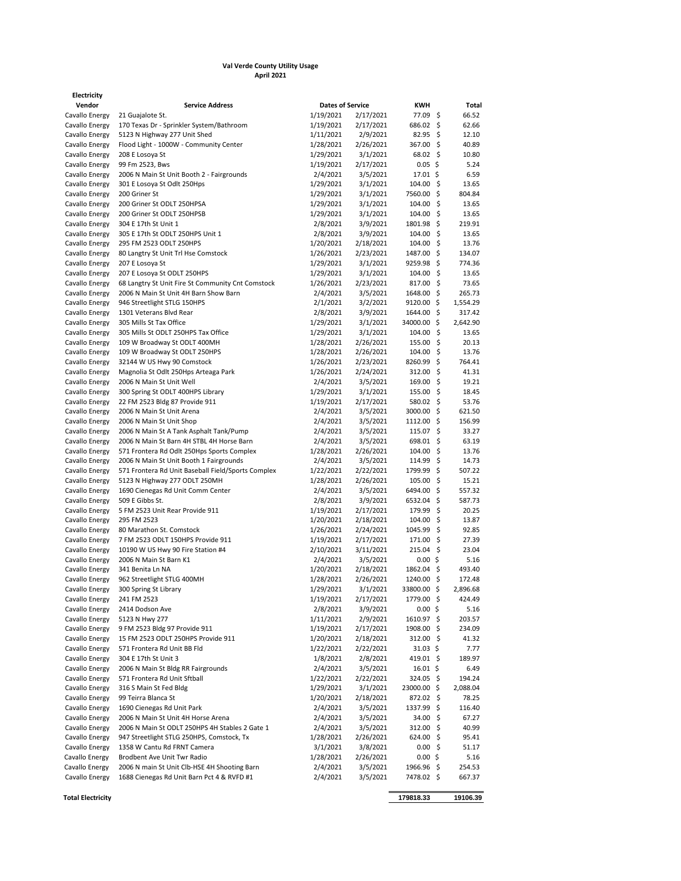**Val Verde County Utility Usage**
**April 2021**

**Electricity**

| Vendor | Service Address | Dates of Service | | KWH | Total |
|---|---|---|---|---|---|
| Cavallo Energy | 21 Guajalote St. | 1/19/2021 | 2/17/2021 | 77.09 | $ 66.52 |
| Cavallo Energy | 170 Texas Dr - Sprinkler System/Bathroom | 1/19/2021 | 2/17/2021 | 686.02 | $ 62.66 |
| Cavallo Energy | 5123 N Highway 277 Unit Shed | 1/11/2021 | 2/9/2021 | 82.95 | $ 12.10 |
| Cavallo Energy | Flood Light - 1000W - Community Center | 1/28/2021 | 2/26/2021 | 367.00 | $ 40.89 |
| Cavallo Energy | 208 E Losoya St | 1/29/2021 | 3/1/2021 | 68.02 | $ 10.80 |
| Cavallo Energy | 99 Fm 2523, Bws | 1/19/2021 | 2/17/2021 | 0.05 | $ 5.24 |
| Cavallo Energy | 2006 N Main St Unit Booth 2 - Fairgrounds | 2/4/2021 | 3/5/2021 | 17.01 | $ 6.59 |
| Cavallo Energy | 301 E Losoya St Odlt 250Hps | 1/29/2021 | 3/1/2021 | 104.00 | $ 13.65 |
| Cavallo Energy | 200 Griner St | 1/29/2021 | 3/1/2021 | 7560.00 | $ 804.84 |
| Cavallo Energy | 200 Griner St ODLT 250HPSA | 1/29/2021 | 3/1/2021 | 104.00 | $ 13.65 |
| Cavallo Energy | 200 Griner St ODLT 250HPSB | 1/29/2021 | 3/1/2021 | 104.00 | $ 13.65 |
| Cavallo Energy | 304 E 17th St Unit 1 | 2/8/2021 | 3/9/2021 | 1801.98 | $ 219.91 |
| Cavallo Energy | 305 E 17th St ODLT 250HPS Unit 1 | 2/8/2021 | 3/9/2021 | 104.00 | $ 13.65 |
| Cavallo Energy | 295 FM 2523 ODLT 250HPS | 1/20/2021 | 2/18/2021 | 104.00 | $ 13.76 |
| Cavallo Energy | 80 Langtry St Unit Trl Hse Comstock | 1/26/2021 | 2/23/2021 | 1487.00 | $ 134.07 |
| Cavallo Energy | 207 E Losoya St | 1/29/2021 | 3/1/2021 | 9259.98 | $ 774.36 |
| Cavallo Energy | 207 E Losoya St ODLT 250HPS | 1/29/2021 | 3/1/2021 | 104.00 | $ 13.65 |
| Cavallo Energy | 68 Langtry St Unit Fire St Community Cnt Comstock | 1/26/2021 | 2/23/2021 | 817.00 | $ 73.65 |
| Cavallo Energy | 2006 N Main St Unit 4H Barn Show Barn | 2/4/2021 | 3/5/2021 | 1648.00 | $ 265.73 |
| Cavallo Energy | 946 Streetlight STLG 150HPS | 2/1/2021 | 3/2/2021 | 9120.00 | $ 1,554.29 |
| Cavallo Energy | 1301 Veterans Blvd Rear | 2/8/2021 | 3/9/2021 | 1644.00 | $ 317.42 |
| Cavallo Energy | 305 Mills St Tax Office | 1/29/2021 | 3/1/2021 | 34000.00 | $ 2,642.90 |
| Cavallo Energy | 305 Mills St ODLT 250HPS Tax Office | 1/29/2021 | 3/1/2021 | 104.00 | $ 13.65 |
| Cavallo Energy | 109 W Broadway St ODLT 400MH | 1/28/2021 | 2/26/2021 | 155.00 | $ 20.13 |
| Cavallo Energy | 109 W Broadway St ODLT 250HPS | 1/28/2021 | 2/26/2021 | 104.00 | $ 13.76 |
| Cavallo Energy | 32144 W US Hwy 90 Comstock | 1/26/2021 | 2/23/2021 | 8260.99 | $ 764.41 |
| Cavallo Energy | Magnolia St Odlt 250Hps Arteaga Park | 1/26/2021 | 2/24/2021 | 312.00 | $ 41.31 |
| Cavallo Energy | 2006 N Main St Unit Well | 2/4/2021 | 3/5/2021 | 169.00 | $ 19.21 |
| Cavallo Energy | 300 Spring St ODLT 400HPS Library | 1/29/2021 | 3/1/2021 | 155.00 | $ 18.45 |
| Cavallo Energy | 22 FM 2523 Bldg 87 Provide 911 | 1/19/2021 | 2/17/2021 | 580.02 | $ 53.76 |
| Cavallo Energy | 2006 N Main St Unit Arena | 2/4/2021 | 3/5/2021 | 3000.00 | $ 621.50 |
| Cavallo Energy | 2006 N Main St Unit Shop | 2/4/2021 | 3/5/2021 | 1112.00 | $ 156.99 |
| Cavallo Energy | 2006 N Main St A Tank Asphalt Tank/Pump | 2/4/2021 | 3/5/2021 | 115.07 | $ 33.27 |
| Cavallo Energy | 2006 N Main St Barn 4H STBL 4H Horse Barn | 2/4/2021 | 3/5/2021 | 698.01 | $ 63.19 |
| Cavallo Energy | 571 Frontera Rd Odlt 250Hps Sports Complex | 1/28/2021 | 2/26/2021 | 104.00 | $ 13.76 |
| Cavallo Energy | 2006 N Main St Unit Booth 1 Fairgrounds | 2/4/2021 | 3/5/2021 | 114.99 | $ 14.73 |
| Cavallo Energy | 571 Frontera Rd Unit Baseball Field/Sports Complex | 1/22/2021 | 2/22/2021 | 1799.99 | $ 507.22 |
| Cavallo Energy | 5123 N Highway 277 ODLT 250MH | 1/28/2021 | 2/26/2021 | 105.00 | $ 15.21 |
| Cavallo Energy | 1690 Cienegas Rd Unit Comm Center | 2/4/2021 | 3/5/2021 | 6494.00 | $ 557.32 |
| Cavallo Energy | 509 E Gibbs St. | 2/8/2021 | 3/9/2021 | 6532.04 | $ 587.73 |
| Cavallo Energy | 5 FM 2523 Unit Rear Provide 911 | 1/19/2021 | 2/17/2021 | 179.99 | $ 20.25 |
| Cavallo Energy | 295 FM 2523 | 1/20/2021 | 2/18/2021 | 104.00 | $ 13.87 |
| Cavallo Energy | 80 Marathon St. Comstock | 1/26/2021 | 2/24/2021 | 1045.99 | $ 92.85 |
| Cavallo Energy | 7 FM 2523 ODLT 150HPS Provide 911 | 1/19/2021 | 2/17/2021 | 171.00 | $ 27.39 |
| Cavallo Energy | 10190 W US Hwy 90 Fire Station #4 | 2/10/2021 | 3/11/2021 | 215.04 | $ 23.04 |
| Cavallo Energy | 2006 N Main St Barn K1 | 2/4/2021 | 3/5/2021 | 0.00 | $ 5.16 |
| Cavallo Energy | 341 Benita Ln NA | 1/20/2021 | 2/18/2021 | 1862.04 | $ 493.40 |
| Cavallo Energy | 962 Streetlight STLG 400MH | 1/28/2021 | 2/26/2021 | 1240.00 | $ 172.48 |
| Cavallo Energy | 300 Spring St Library | 1/29/2021 | 3/1/2021 | 33800.00 | $ 2,896.68 |
| Cavallo Energy | 241 FM 2523 | 1/19/2021 | 2/17/2021 | 1779.00 | $ 424.49 |
| Cavallo Energy | 2414 Dodson Ave | 2/8/2021 | 3/9/2021 | 0.00 | $ 5.16 |
| Cavallo Energy | 5123 N Hwy 277 | 1/11/2021 | 2/9/2021 | 1610.97 | $ 203.57 |
| Cavallo Energy | 9 FM 2523 Bldg 97 Provide 911 | 1/19/2021 | 2/17/2021 | 1908.00 | $ 234.09 |
| Cavallo Energy | 15 FM 2523 ODLT 250HPS Provide 911 | 1/20/2021 | 2/18/2021 | 312.00 | $ 41.32 |
| Cavallo Energy | 571 Frontera Rd Unit BB Fld | 1/22/2021 | 2/22/2021 | 31.03 | $ 7.77 |
| Cavallo Energy | 304 E 17th St Unit 3 | 1/8/2021 | 2/8/2021 | 419.01 | $ 189.97 |
| Cavallo Energy | 2006 N Main St Bldg RR Fairgrounds | 2/4/2021 | 3/5/2021 | 16.01 | $ 6.49 |
| Cavallo Energy | 571 Frontera Rd Unit Sftball | 1/22/2021 | 2/22/2021 | 324.05 | $ 194.24 |
| Cavallo Energy | 316 S Main St Fed Bldg | 1/29/2021 | 3/1/2021 | 23000.00 | $ 2,088.04 |
| Cavallo Energy | 99 Teirra Blanca St | 1/20/2021 | 2/18/2021 | 872.02 | $ 78.25 |
| Cavallo Energy | 1690 Cienegas Rd Unit Park | 2/4/2021 | 3/5/2021 | 1337.99 | $ 116.40 |
| Cavallo Energy | 2006 N Main St Unit 4H Horse Arena | 2/4/2021 | 3/5/2021 | 34.00 | $ 67.27 |
| Cavallo Energy | 2006 N Main St ODLT 250HPS 4H Stables 2 Gate 1 | 2/4/2021 | 3/5/2021 | 312.00 | $ 40.99 |
| Cavallo Energy | 947 Streetlight STLG 250HPS, Comstock, Tx | 1/28/2021 | 2/26/2021 | 624.00 | $ 95.41 |
| Cavallo Energy | 1358 W Cantu Rd FRNT Camera | 3/1/2021 | 3/8/2021 | 0.00 | $ 51.17 |
| Cavallo Energy | Brodbent Ave Unit Twr Radio | 1/28/2021 | 2/26/2021 | 0.00 | $ 5.16 |
| Cavallo Energy | 2006 N main St Unit Clb-HSE 4H Shooting Barn | 2/4/2021 | 3/5/2021 | 1966.96 | $ 254.53 |
| Cavallo Energy | 1688 Cienegas Rd Unit Barn Pct 4 & RVFD #1 | 2/4/2021 | 3/5/2021 | 7478.02 | $ 667.37 |
| **Total Electricity** | | | | **179818.33** | **19106.39** |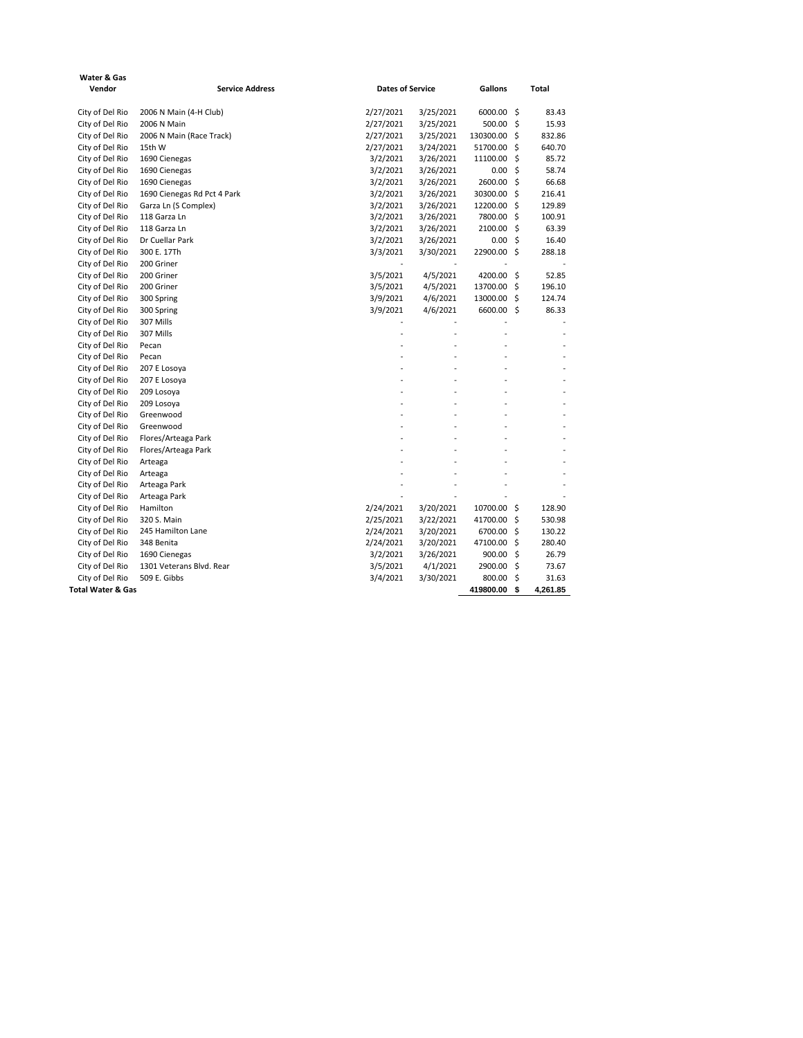| Water & Gas Vendor | Service Address | Dates of Service | | Gallons | Total |
|---|---|---|---|---|---|
| City of Del Rio | 2006 N Main (4-H Club) | 2/27/2021 | 3/25/2021 | 6000.00 | $ 83.43 |
| City of Del Rio | 2006 N Main | 2/27/2021 | 3/25/2021 | 500.00 | $ 15.93 |
| City of Del Rio | 2006 N Main (Race Track) | 2/27/2021 | 3/25/2021 | 130300.00 | $ 832.86 |
| City of Del Rio | 15th W | 2/27/2021 | 3/24/2021 | 51700.00 | $ 640.70 |
| City of Del Rio | 1690 Cienegas | 3/2/2021 | 3/26/2021 | 11100.00 | $ 85.72 |
| City of Del Rio | 1690 Cienegas | 3/2/2021 | 3/26/2021 | 0.00 | $ 58.74 |
| City of Del Rio | 1690 Cienegas | 3/2/2021 | 3/26/2021 | 2600.00 | $ 66.68 |
| City of Del Rio | 1690 Cienegas Rd Pct 4 Park | 3/2/2021 | 3/26/2021 | 30300.00 | $ 216.41 |
| City of Del Rio | Garza Ln (S Complex) | 3/2/2021 | 3/26/2021 | 12200.00 | $ 129.89 |
| City of Del Rio | 118 Garza Ln | 3/2/2021 | 3/26/2021 | 7800.00 | $ 100.91 |
| City of Del Rio | 118 Garza Ln | 3/2/2021 | 3/26/2021 | 2100.00 | $ 63.39 |
| City of Del Rio | Dr Cuellar Park | 3/2/2021 | 3/26/2021 | 0.00 | $ 16.40 |
| City of Del Rio | 300 E. 17Th | 3/3/2021 | 3/30/2021 | 22900.00 | $ 288.18 |
| City of Del Rio | 200 Griner | - | - | - | - |
| City of Del Rio | 200 Griner | 3/5/2021 | 4/5/2021 | 4200.00 | $ 52.85 |
| City of Del Rio | 200 Griner | 3/5/2021 | 4/5/2021 | 13700.00 | $ 196.10 |
| City of Del Rio | 300 Spring | 3/9/2021 | 4/6/2021 | 13000.00 | $ 124.74 |
| City of Del Rio | 300 Spring | 3/9/2021 | 4/6/2021 | 6600.00 | $ 86.33 |
| City of Del Rio | 307 Mills | - | - | - | - |
| City of Del Rio | 307 Mills | - | - | - | - |
| City of Del Rio | Pecan | - | - | - | - |
| City of Del Rio | Pecan | - | - | - | - |
| City of Del Rio | 207 E Losoya | - | - | - | - |
| City of Del Rio | 207 E Losoya | - | - | - | - |
| City of Del Rio | 209 Losoya | - | - | - | - |
| City of Del Rio | 209 Losoya | - | - | - | - |
| City of Del Rio | Greenwood | - | - | - | - |
| City of Del Rio | Greenwood | - | - | - | - |
| City of Del Rio | Flores/Arteaga Park | - | - | - | - |
| City of Del Rio | Flores/Arteaga Park | - | - | - | - |
| City of Del Rio | Arteaga | - | - | - | - |
| City of Del Rio | Arteaga | - | - | - | - |
| City of Del Rio | Arteaga Park | - | - | - | - |
| City of Del Rio | Arteaga Park | - | - | - | - |
| City of Del Rio | Hamilton | 2/24/2021 | 3/20/2021 | 10700.00 | $ 128.90 |
| City of Del Rio | 320 S. Main | 2/25/2021 | 3/22/2021 | 41700.00 | $ 530.98 |
| City of Del Rio | 245 Hamilton Lane | 2/24/2021 | 3/20/2021 | 6700.00 | $ 130.22 |
| City of Del Rio | 348 Benita | 2/24/2021 | 3/20/2021 | 47100.00 | $ 280.40 |
| City of Del Rio | 1690 Cienegas | 3/2/2021 | 3/26/2021 | 900.00 | $ 26.79 |
| City of Del Rio | 1301 Veterans Blvd. Rear | 3/5/2021 | 4/1/2021 | 2900.00 | $ 73.67 |
| City of Del Rio | 509 E. Gibbs | 3/4/2021 | 3/30/2021 | 800.00 | $ 31.63 |
| **Total Water & Gas** | | | | **419800.00** | **$ 4,261.85** |